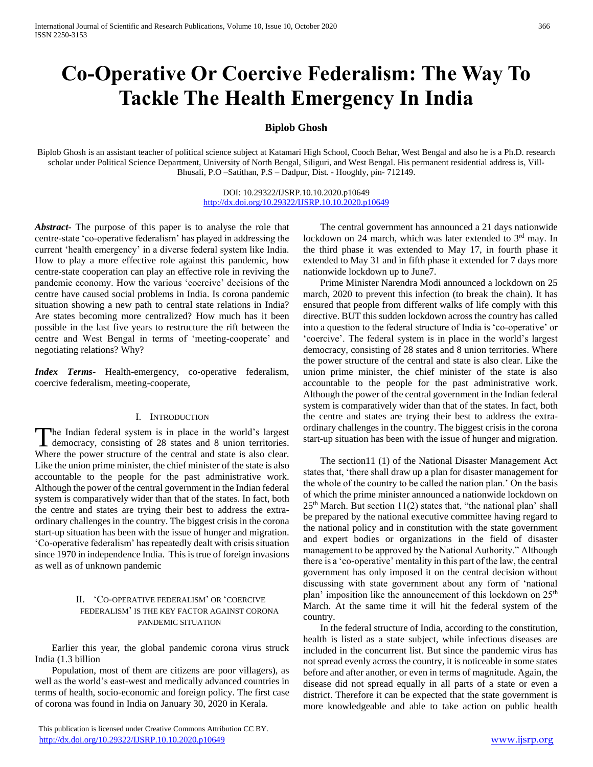# Co-Operative Or Coercive Federalism: The Way To Tackle The Health Emergency In India

**Biplob Ghosh**

Biplob Ghosh is an assistant teacher of political science subject at Katamari High School, Cooch Behar, West Bengal and also he is a Ph.D. research scholar under Political Science Department, University of North Bengal, Siliguri, and West Bengal. His permanent residential address is, Vill-Bhusali, P.O –Satithan, P.S – Dadpur, Dist. - Hooghly, pin- 712149.

DOI: 10.29322/IJSRP.10.10.2020.p10649
http://dx.doi.org/10.29322/IJSRP.10.10.2020.p10649

***Abstract*-** The purpose of this paper is to analyse the role that centre-state 'co-operative federalism' has played in addressing the current 'health emergency' in a diverse federal system like India. How to play a more effective role against this pandemic, how centre-state cooperation can play an effective role in reviving the pandemic economy. How the various 'coercive' decisions of the centre have caused social problems in India. Is corona pandemic situation showing a new path to central state relations in India? Are states becoming more centralized? How much has it been possible in the last five years to restructure the rift between the centre and West Bengal in terms of 'meeting-cooperate' and negotiating relations? Why?

***Index Terms*-** Health-emergency, co-operative federalism, coercive federalism, meeting-cooperate,

## I. Introduction

The Indian federal system is in place in the world's largest democracy, consisting of 28 states and 8 union territories. Where the power structure of the central and state is also clear. Like the union prime minister, the chief minister of the state is also accountable to the people for the past administrative work. Although the power of the central government in the Indian federal system is comparatively wider than that of the states. In fact, both the centre and states are trying their best to address the extra-ordinary challenges in the country. The biggest crisis in the corona start-up situation has been with the issue of hunger and migration. 'Co-operative federalism' has repeatedly dealt with crisis situation since 1970 in independence India. This is true of foreign invasions as well as of unknown pandemic

## II. 'Co-operative federalism' or 'coercive federalism' is the key factor against corona pandemic situation

Earlier this year, the global pandemic corona virus struck India (1.3 billion

Population, most of them are citizens are poor villagers), as well as the world's east-west and medically advanced countries in terms of health, socio-economic and foreign policy. The first case of corona was found in India on January 30, 2020 in Kerala.

The central government has announced a 21 days nationwide lockdown on 24 march, which was later extended to 3rd may. In the third phase it was extended to May 17, in fourth phase it extended to May 31 and in fifth phase it extended for 7 days more nationwide lockdown up to June7.

Prime Minister Narendra Modi announced a lockdown on 25 march, 2020 to prevent this infection (to break the chain). It has ensured that people from different walks of life comply with this directive. BUT this sudden lockdown across the country has called into a question to the federal structure of India is 'co-operative' or 'coercive'. The federal system is in place in the world's largest democracy, consisting of 28 states and 8 union territories. Where the power structure of the central and state is also clear. Like the union prime minister, the chief minister of the state is also accountable to the people for the past administrative work. Although the power of the central government in the Indian federal system is comparatively wider than that of the states. In fact, both the centre and states are trying their best to address the extra-ordinary challenges in the country. The biggest crisis in the corona start-up situation has been with the issue of hunger and migration.

The section11 (1) of the National Disaster Management Act states that, 'there shall draw up a plan for disaster management for the whole of the country to be called the nation plan.' On the basis of which the prime minister announced a nationwide lockdown on 25th March. But section 11(2) states that, "the national plan' shall be prepared by the national executive committee having regard to the national policy and in constitution with the state government and expert bodies or organizations in the field of disaster management to be approved by the National Authority." Although there is a 'co-operative' mentality in this part of the law, the central government has only imposed it on the central decision without discussing with state government about any form of 'national plan' imposition like the announcement of this lockdown on 25th March. At the same time it will hit the federal system of the country.

In the federal structure of India, according to the constitution, health is listed as a state subject, while infectious diseases are included in the concurrent list. But since the pandemic virus has not spread evenly across the country, it is noticeable in some states before and after another, or even in terms of magnitude. Again, the disease did not spread equally in all parts of a state or even a district. Therefore it can be expected that the state government is more knowledgeable and able to take action on public health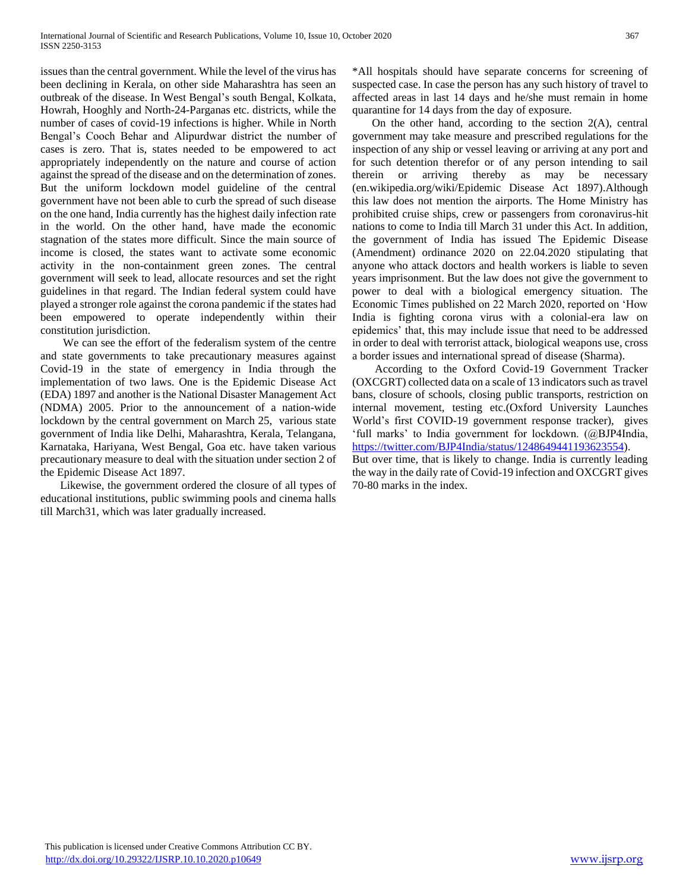issues than the central government. While the level of the virus has been declining in Kerala, on other side Maharashtra has seen an outbreak of the disease. In West Bengal's south Bengal, Kolkata, Howrah, Hooghly and North-24-Parganas etc. districts, while the number of cases of covid-19 infections is higher. While in North Bengal's Cooch Behar and Alipurdwar district the number of cases is zero. That is, states needed to be empowered to act appropriately independently on the nature and course of action against the spread of the disease and on the determination of zones. But the uniform lockdown model guideline of the central government have not been able to curb the spread of such disease on the one hand, India currently has the highest daily infection rate in the world. On the other hand, have made the economic stagnation of the states more difficult. Since the main source of income is closed, the states want to activate some economic activity in the non-containment green zones. The central government will seek to lead, allocate resources and set the right guidelines in that regard. The Indian federal system could have played a stronger role against the corona pandemic if the states had been empowered to operate independently within their constitution jurisdiction.

We can see the effort of the federalism system of the centre and state governments to take precautionary measures against Covid-19 in the state of emergency in India through the implementation of two laws. One is the Epidemic Disease Act (EDA) 1897 and another is the National Disaster Management Act (NDMA) 2005. Prior to the announcement of a nation-wide lockdown by the central government on March 25, various state government of India like Delhi, Maharashtra, Kerala, Telangana, Karnataka, Hariyana, West Bengal, Goa etc. have taken various precautionary measure to deal with the situation under section 2 of the Epidemic Disease Act 1897.

Likewise, the government ordered the closure of all types of educational institutions, public swimming pools and cinema halls till March31, which was later gradually increased.

*All hospitals should have separate concerns for screening of suspected case. In case the person has any such history of travel to affected areas in last 14 days and he/she must remain in home quarantine for 14 days from the day of exposure.

On the other hand, according to the section 2(A), central government may take measure and prescribed regulations for the inspection of any ship or vessel leaving or arriving at any port and for such detention therefor or of any person intending to sail therein or arriving thereby as may be necessary (en.wikipedia.org/wiki/Epidemic Disease Act 1897).Although this law does not mention the airports. The Home Ministry has prohibited cruise ships, crew or passengers from coronavirus-hit nations to come to India till March 31 under this Act. In addition, the government of India has issued The Epidemic Disease (Amendment) ordinance 2020 on 22.04.2020 stipulating that anyone who attack doctors and health workers is liable to seven years imprisonment. But the law does not give the government to power to deal with a biological emergency situation. The Economic Times published on 22 March 2020, reported on 'How India is fighting corona virus with a colonial-era law on epidemics' that, this may include issue that need to be addressed in order to deal with terrorist attack, biological weapons use, cross a border issues and international spread of disease (Sharma).

According to the Oxford Covid-19 Government Tracker (OXCGRT) collected data on a scale of 13 indicators such as travel bans, closure of schools, closing public transports, restriction on internal movement, testing etc.(Oxford University Launches World's first COVID-19 government response tracker), gives 'full marks' to India government for lockdown. (@BJP4India, https://twitter.com/BJP4India/status/1248649441193623554).
But over time, that is likely to change. India is currently leading the way in the daily rate of Covid-19 infection and OXCGRT gives 70-80 marks in the index.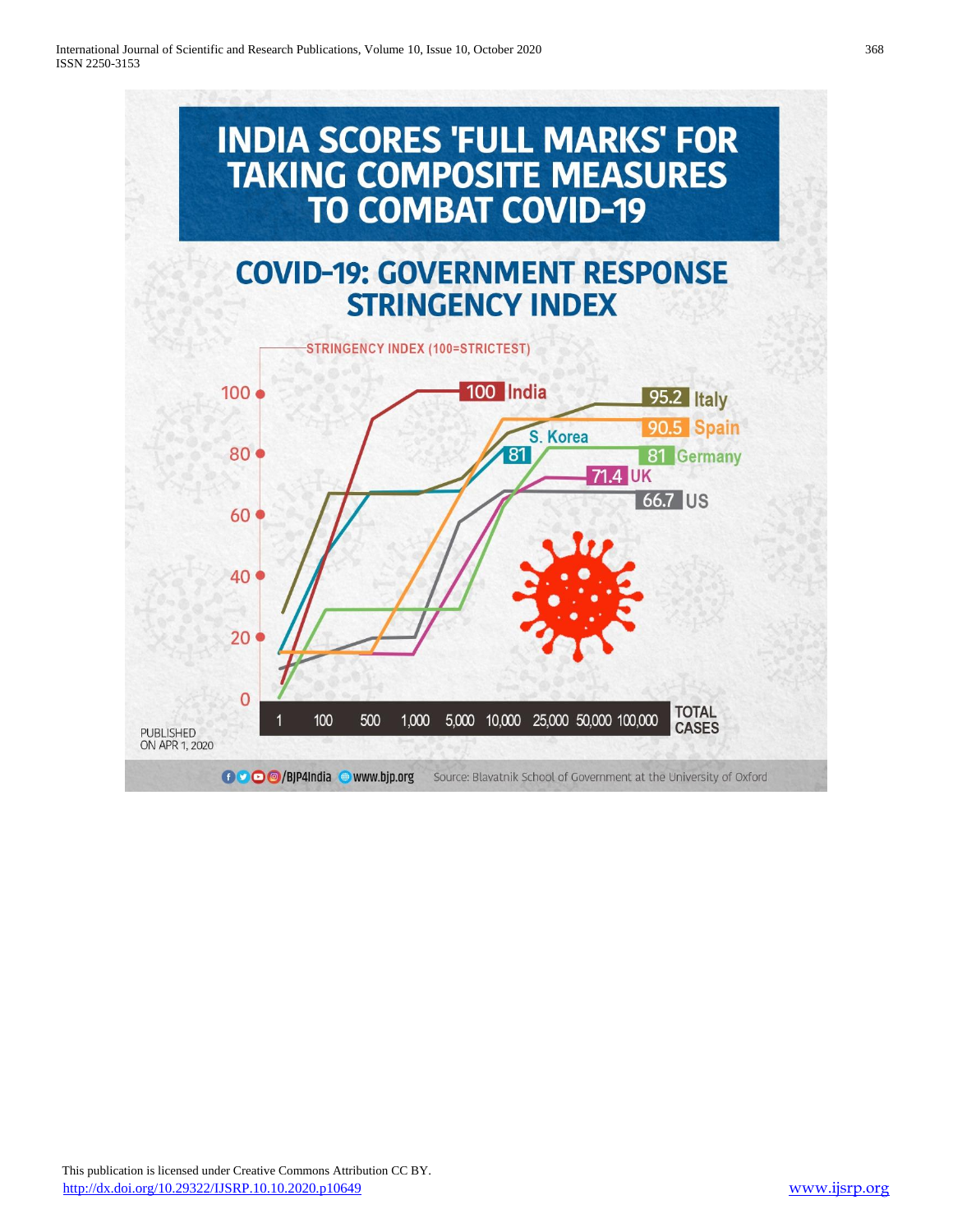# INDIA SCORES 'FULL MARKS' FOR TAKING COMPOSITE MEASURES TO COMBAT COVID-19

## COVID-19: GOVERNMENT RESPONSE STRINGENCY INDEX

STRINGENCY INDEX (100=STRICTEST)

100 India

95.2 Italy

90.5 Spain

81 S. Korea

81 Germany

71.4 UK

66.7 US

TOTAL CASES: 1, 100, 500, 1,000, 5,000, 10,000, 25,000, 50,000, 100,000

PUBLISHED ON APR 1, 2020

/BJP4India www.bjp.org

Source: Blavatnik School of Government at the University of Oxford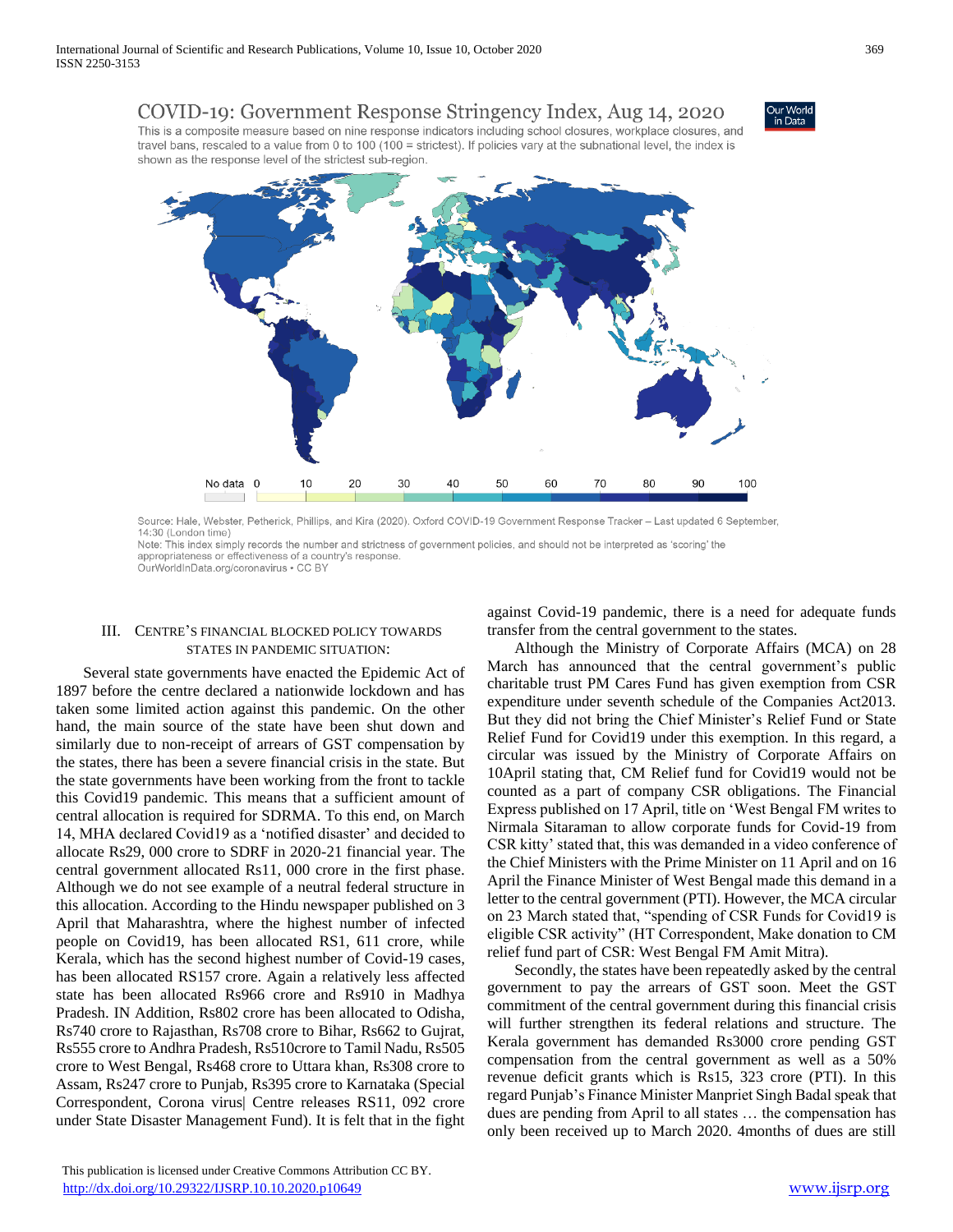COVID-19: Government Response Stringency Index, Aug 14, 2020

This is a composite measure based on nine response indicators including school closures, workplace closures, and travel bans, rescaled to a value from 0 to 100 (100 = strictest). If policies vary at the subnational level, the index is shown as the response level of the strictest sub-region.

Source: Hale, Webster, Petherick, Phillips, and Kira (2020). Oxford COVID-19 Government Response Tracker – Last updated 6 September, 14:30 (London time)

Note: This index simply records the number and strictness of government policies, and should not be interpreted as 'scoring' the appropriateness or effectiveness of a country's response.

OurWorldInData.org/coronavirus • CC BY

## III. Centre's Financial Blocked Policy Towards States in Pandemic Situation:

Several state governments have enacted the Epidemic Act of 1897 before the centre declared a nationwide lockdown and has taken some limited action against this pandemic. On the other hand, the main source of the state have been shut down and similarly due to non-receipt of arrears of GST compensation by the states, there has been a severe financial crisis in the state. But the state governments have been working from the front to tackle this Covid19 pandemic. This means that a sufficient amount of central allocation is required for SDRMA. To this end, on March 14, MHA declared Covid19 as a 'notified disaster' and decided to allocate Rs29, 000 crore to SDRF in 2020-21 financial year. The central government allocated Rs11, 000 crore in the first phase. Although we do not see example of a neutral federal structure in this allocation. According to the Hindu newspaper published on 3 April that Maharashtra, where the highest number of infected people on Covid19, has been allocated RS1, 611 crore, while Kerala, which has the second highest number of Covid-19 cases, has been allocated RS157 crore. Again a relatively less affected state has been allocated Rs966 crore and Rs910 in Madhya Pradesh. IN Addition, Rs802 crore has been allocated to Odisha, Rs740 crore to Rajasthan, Rs708 crore to Bihar, Rs662 to Gujrat, Rs555 crore to Andhra Pradesh, Rs510crore to Tamil Nadu, Rs505 crore to West Bengal, Rs468 crore to Uttara khan, Rs308 crore to Assam, Rs247 crore to Punjab, Rs395 crore to Karnataka (Special Correspondent, Corona virus| Centre releases RS11, 092 crore under State Disaster Management Fund). It is felt that in the fight against Covid-19 pandemic, there is a need for adequate funds transfer from the central government to the states.

Although the Ministry of Corporate Affairs (MCA) on 28 March has announced that the central government's public charitable trust PM Cares Fund has given exemption from CSR expenditure under seventh schedule of the Companies Act2013. But they did not bring the Chief Minister's Relief Fund or State Relief Fund for Covid19 under this exemption. In this regard, a circular was issued by the Ministry of Corporate Affairs on 10April stating that, CM Relief fund for Covid19 would not be counted as a part of company CSR obligations. The Financial Express published on 17 April, title on 'West Bengal FM writes to Nirmala Sitaraman to allow corporate funds for Covid-19 from CSR kitty' stated that, this was demanded in a video conference of the Chief Ministers with the Prime Minister on 11 April and on 16 April the Finance Minister of West Bengal made this demand in a letter to the central government (PTI). However, the MCA circular on 23 March stated that, "spending of CSR Funds for Covid19 is eligible CSR activity" (HT Correspondent, Make donation to CM relief fund part of CSR: West Bengal FM Amit Mitra).

Secondly, the states have been repeatedly asked by the central government to pay the arrears of GST soon. Meet the GST commitment of the central government during this financial crisis will further strengthen its federal relations and structure. The Kerala government has demanded Rs3000 crore pending GST compensation from the central government as well as a 50% revenue deficit grants which is Rs15, 323 crore (PTI). In this regard Punjab's Finance Minister Manpriet Singh Badal speak that dues are pending from April to all states … the compensation has only been received up to March 2020. 4months of dues are still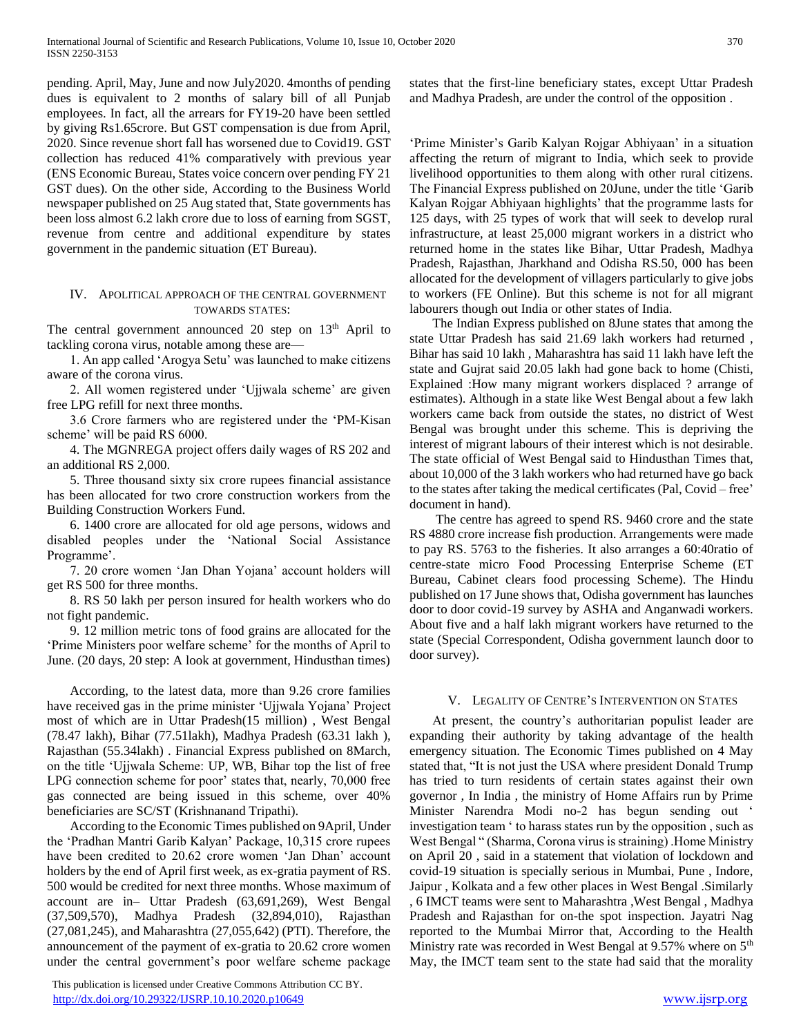pending. April, May, June and now July2020. 4months of pending dues is equivalent to 2 months of salary bill of all Punjab employees. In fact, all the arrears for FY19-20 have been settled by giving Rs1.65crore. But GST compensation is due from April, 2020. Since revenue short fall has worsened due to Covid19. GST collection has reduced 41% comparatively with previous year (ENS Economic Bureau, States voice concern over pending FY 21 GST dues). On the other side, According to the Business World newspaper published on 25 Aug stated that, State governments has been loss almost 6.2 lakh crore due to loss of earning from SGST, revenue from centre and additional expenditure by states government in the pandemic situation (ET Bureau).

## IV. Apolitical Approach of the Central Government Towards States:

The central government announced 20 step on 13th April to tackling corona virus, notable among these are—

1. An app called 'Arogya Setu' was launched to make citizens aware of the corona virus.
2. All women registered under 'Ujjwala scheme' are given free LPG refill for next three months.
3. 6 Crore farmers who are registered under the 'PM-Kisan scheme' will be paid RS 6000.
4. The MGNREGA project offers daily wages of RS 202 and an additional RS 2,000.
5. Three thousand sixty six crore rupees financial assistance has been allocated for two crore construction workers from the Building Construction Workers Fund.
6. 1400 crore are allocated for old age persons, widows and disabled peoples under the 'National Social Assistance Programme'.
7. 20 crore women 'Jan Dhan Yojana' account holders will get RS 500 for three months.
8. RS 50 lakh per person insured for health workers who do not fight pandemic.
9. 12 million metric tons of food grains are allocated for the 'Prime Ministers poor welfare scheme' for the months of April to June. (20 days, 20 step: A look at government, Hindusthan times)

According, to the latest data, more than 9.26 crore families have received gas in the prime minister 'Ujjwala Yojana' Project most of which are in Uttar Pradesh(15 million) , West Bengal (78.47 lakh), Bihar (77.51lakh), Madhya Pradesh (63.31 lakh ), Rajasthan (55.34lakh) . Financial Express published on 8March, on the title 'Ujjwala Scheme: UP, WB, Bihar top the list of free LPG connection scheme for poor' states that, nearly, 70,000 free gas connected are being issued in this scheme, over 40% beneficiaries are SC/ST (Krishnanand Tripathi).

According to the Economic Times published on 9April, Under the 'Pradhan Mantri Garib Kalyan' Package, 10,315 crore rupees have been credited to 20.62 crore women 'Jan Dhan' account holders by the end of April first week, as ex-gratia payment of RS. 500 would be credited for next three months. Whose maximum of account are in– Uttar Pradesh (63,691,269), West Bengal (37,509,570), Madhya Pradesh (32,894,010), Rajasthan (27,081,245), and Maharashtra (27,055,642) (PTI). Therefore, the announcement of the payment of ex-gratia to 20.62 crore women under the central government's poor welfare scheme package states that the first-line beneficiary states, except Uttar Pradesh and Madhya Pradesh, are under the control of the opposition .

'Prime Minister's Garib Kalyan Rojgar Abhiyaan' in a situation affecting the return of migrant to India, which seek to provide livelihood opportunities to them along with other rural citizens. The Financial Express published on 20June, under the title 'Garib Kalyan Rojgar Abhiyaan highlights' that the programme lasts for 125 days, with 25 types of work that will seek to develop rural infrastructure, at least 25,000 migrant workers in a district who returned home in the states like Bihar, Uttar Pradesh, Madhya Pradesh, Rajasthan, Jharkhand and Odisha RS.50, 000 has been allocated for the development of villagers particularly to give jobs to workers (FE Online). But this scheme is not for all migrant labourers though out India or other states of India.

The Indian Express published on 8June states that among the state Uttar Pradesh has said 21.69 lakh workers had returned , Bihar has said 10 lakh , Maharashtra has said 11 lakh have left the state and Gujrat said 20.05 lakh had gone back to home (Chisti, Explained :How many migrant workers displaced ? arrange of estimates). Although in a state like West Bengal about a few lakh workers came back from outside the states, no district of West Bengal was brought under this scheme. This is depriving the interest of migrant labours of their interest which is not desirable. The state official of West Bengal said to Hindusthan Times that, about 10,000 of the 3 lakh workers who had returned have go back to the states after taking the medical certificates (Pal, Covid – free' document in hand).

The centre has agreed to spend RS. 9460 crore and the state RS 4880 crore increase fish production. Arrangements were made to pay RS. 5763 to the fisheries. It also arranges a 60:40ratio of centre-state micro Food Processing Enterprise Scheme (ET Bureau, Cabinet clears food processing Scheme). The Hindu published on 17 June shows that, Odisha government has launches door to door covid-19 survey by ASHA and Anganwadi workers. About five and a half lakh migrant workers have returned to the state (Special Correspondent, Odisha government launch door to door survey).

## V. Legality of Centre's Intervention on States

At present, the country's authoritarian populist leader are expanding their authority by taking advantage of the health emergency situation. The Economic Times published on 4 May stated that, "It is not just the USA where president Donald Trump has tried to turn residents of certain states against their own governor , In India , the ministry of Home Affairs run by Prime Minister Narendra Modi no-2 has begun sending out ' investigation team ' to harass states run by the opposition , such as West Bengal " (Sharma, Corona virus is straining) .Home Ministry on April 20 , said in a statement that violation of lockdown and covid-19 situation is specially serious in Mumbai, Pune , Indore, Jaipur , Kolkata and a few other places in West Bengal .Similarly , 6 IMCT teams were sent to Maharashtra ,West Bengal , Madhya Pradesh and Rajasthan for on-the spot inspection. Jayatri Nag reported to the Mumbai Mirror that, According to the Health Ministry rate was recorded in West Bengal at 9.57% where on 5th May, the IMCT team sent to the state had said that the morality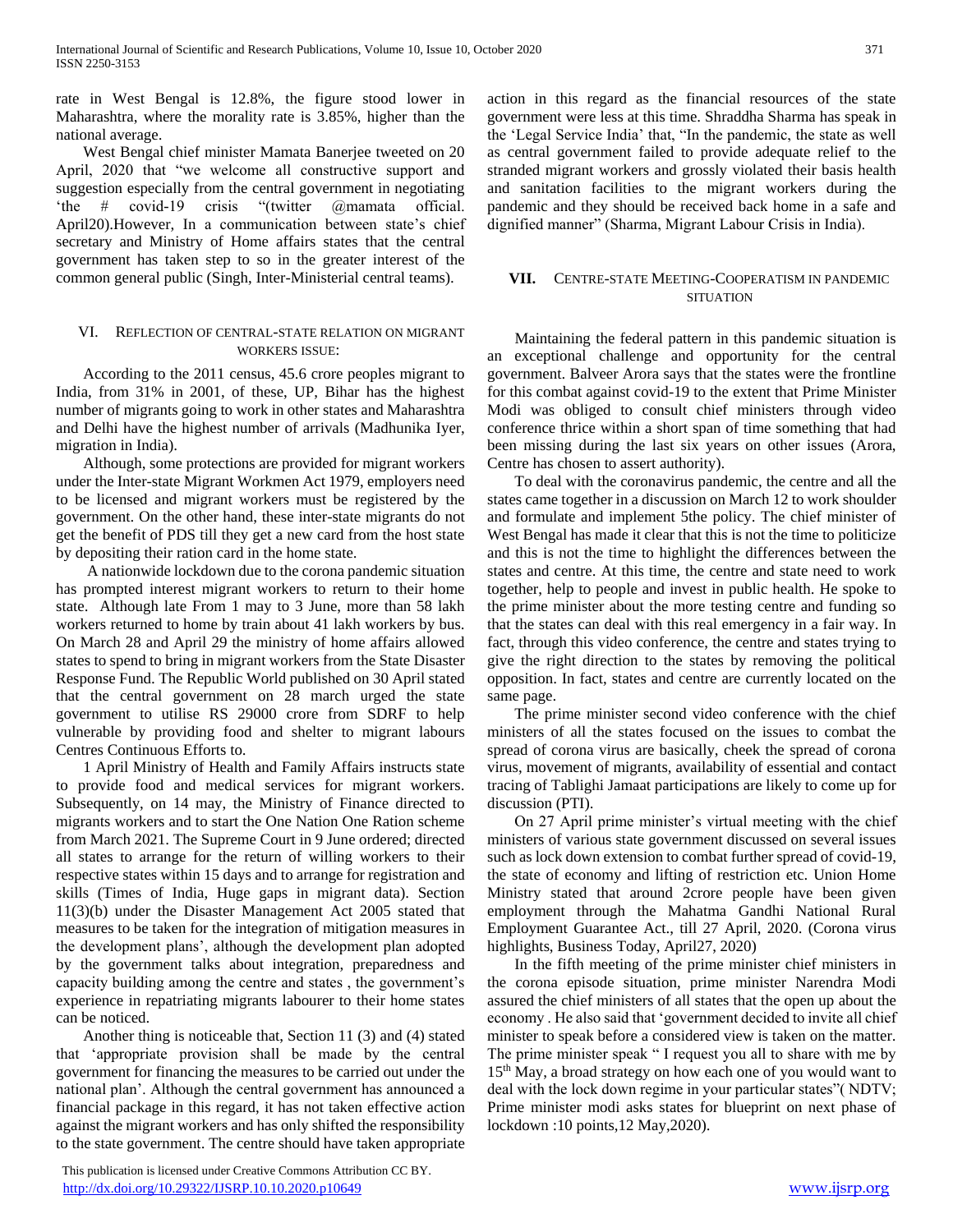rate in West Bengal is 12.8%, the figure stood lower in Maharashtra, where the morality rate is 3.85%, higher than the national average.

West Bengal chief minister Mamata Banerjee tweeted on 20 April, 2020 that "we welcome all constructive support and suggestion especially from the central government in negotiating 'the # covid-19 crisis "(twitter @mamata official. April20).However, In a communication between state's chief secretary and Ministry of Home affairs states that the central government has taken step to so in the greater interest of the common general public (Singh, Inter-Ministerial central teams).

## VI. Reflection of central-state relation on migrant workers issue:

According to the 2011 census, 45.6 crore peoples migrant to India, from 31% in 2001, of these, UP, Bihar has the highest number of migrants going to work in other states and Maharashtra and Delhi have the highest number of arrivals (Madhunika Iyer, migration in India).

Although, some protections are provided for migrant workers under the Inter-state Migrant Workmen Act 1979, employers need to be licensed and migrant workers must be registered by the government. On the other hand, these inter-state migrants do not get the benefit of PDS till they get a new card from the host state by depositing their ration card in the home state.

A nationwide lockdown due to the corona pandemic situation has prompted interest migrant workers to return to their home state. Although late From 1 may to 3 June, more than 58 lakh workers returned to home by train about 41 lakh workers by bus. On March 28 and April 29 the ministry of home affairs allowed states to spend to bring in migrant workers from the State Disaster Response Fund. The Republic World published on 30 April stated that the central government on 28 march urged the state government to utilise RS 29000 crore from SDRF to help vulnerable by providing food and shelter to migrant labours Centres Continuous Efforts to.

1 April Ministry of Health and Family Affairs instructs state to provide food and medical services for migrant workers. Subsequently, on 14 may, the Ministry of Finance directed to migrants workers and to start the One Nation One Ration scheme from March 2021. The Supreme Court in 9 June ordered; directed all states to arrange for the return of willing workers to their respective states within 15 days and to arrange for registration and skills (Times of India, Huge gaps in migrant data). Section 11(3)(b) under the Disaster Management Act 2005 stated that measures to be taken for the integration of mitigation measures in the development plans', although the development plan adopted by the government talks about integration, preparedness and capacity building among the centre and states , the government's experience in repatriating migrants labourer to their home states can be noticed.

Another thing is noticeable that, Section 11 (3) and (4) stated that 'appropriate provision shall be made by the central government for financing the measures to be carried out under the national plan'. Although the central government has announced a financial package in this regard, it has not taken effective action against the migrant workers and has only shifted the responsibility to the state government. The centre should have taken appropriate action in this regard as the financial resources of the state government were less at this time. Shraddha Sharma has speak in the 'Legal Service India' that, "In the pandemic, the state as well as central government failed to provide adequate relief to the stranded migrant workers and grossly violated their basis health and sanitation facilities to the migrant workers during the pandemic and they should be received back home in a safe and dignified manner" (Sharma, Migrant Labour Crisis in India).

## VII. Centre-state Meeting-Cooperatism in pandemic situation

Maintaining the federal pattern in this pandemic situation is an exceptional challenge and opportunity for the central government. Balveer Arora says that the states were the frontline for this combat against covid-19 to the extent that Prime Minister Modi was obliged to consult chief ministers through video conference thrice within a short span of time something that had been missing during the last six years on other issues (Arora, Centre has chosen to assert authority).

To deal with the coronavirus pandemic, the centre and all the states came together in a discussion on March 12 to work shoulder and formulate and implement 5the policy. The chief minister of West Bengal has made it clear that this is not the time to politicize and this is not the time to highlight the differences between the states and centre. At this time, the centre and state need to work together, help to people and invest in public health. He spoke to the prime minister about the more testing centre and funding so that the states can deal with this real emergency in a fair way. In fact, through this video conference, the centre and states trying to give the right direction to the states by removing the political opposition. In fact, states and centre are currently located on the same page.

The prime minister second video conference with the chief ministers of all the states focused on the issues to combat the spread of corona virus are basically, cheek the spread of corona virus, movement of migrants, availability of essential and contact tracing of Tablighi Jamaat participations are likely to come up for discussion (PTI).

On 27 April prime minister's virtual meeting with the chief ministers of various state government discussed on several issues such as lock down extension to combat further spread of covid-19, the state of economy and lifting of restriction etc. Union Home Ministry stated that around 2crore people have been given employment through the Mahatma Gandhi National Rural Employment Guarantee Act., till 27 April, 2020. (Corona virus highlights, Business Today, April27, 2020)

In the fifth meeting of the prime minister chief ministers in the corona episode situation, prime minister Narendra Modi assured the chief ministers of all states that the open up about the economy . He also said that 'government decided to invite all chief minister to speak before a considered view is taken on the matter. The prime minister speak " I request you all to share with me by 15th May, a broad strategy on how each one of you would want to deal with the lock down regime in your particular states"( NDTV; Prime minister modi asks states for blueprint on next phase of lockdown :10 points,12 May,2020).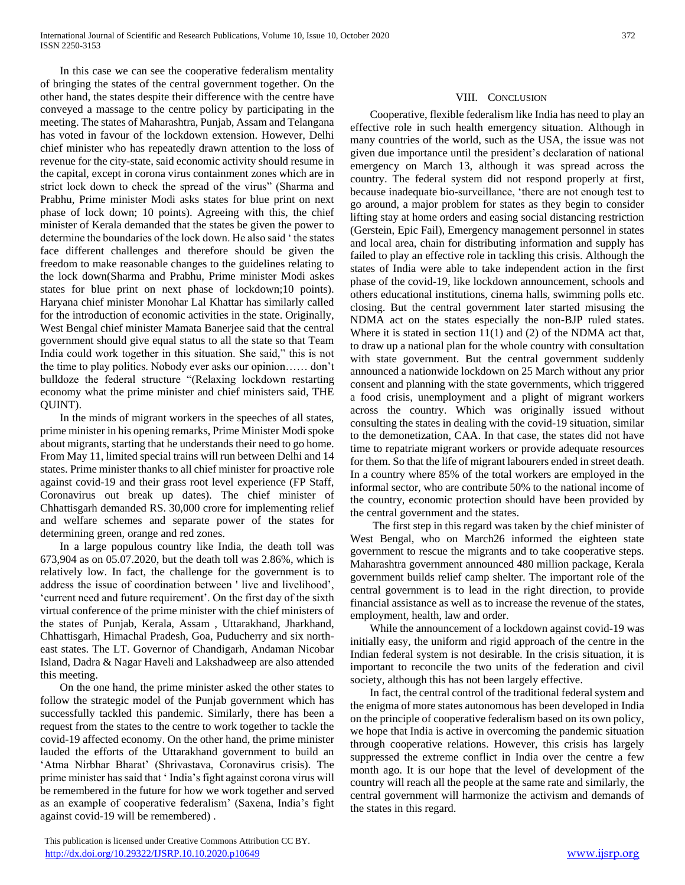In this case we can see the cooperative federalism mentality of bringing the states of the central government together. On the other hand, the states despite their difference with the centre have conveyed a massage to the centre policy by participating in the meeting. The states of Maharashtra, Punjab, Assam and Telangana has voted in favour of the lockdown extension. However, Delhi chief minister who has repeatedly drawn attention to the loss of revenue for the city-state, said economic activity should resume in the capital, except in corona virus containment zones which are in strict lock down to check the spread of the virus" (Sharma and Prabhu, Prime minister Modi asks states for blue print on next phase of lock down; 10 points). Agreeing with this, the chief minister of Kerala demanded that the states be given the power to determine the boundaries of the lock down. He also said ' the states face different challenges and therefore should be given the freedom to make reasonable changes to the guidelines relating to the lock down(Sharma and Prabhu, Prime minister Modi askes states for blue print on next phase of lockdown;10 points). Haryana chief minister Monohar Lal Khattar has similarly called for the introduction of economic activities in the state. Originally, West Bengal chief minister Mamata Banerjee said that the central government should give equal status to all the state so that Team India could work together in this situation. She said," this is not the time to play politics. Nobody ever asks our opinion…… don't bulldoze the federal structure "(Relaxing lockdown restarting economy what the prime minister and chief ministers said, THE QUINT).

In the minds of migrant workers in the speeches of all states, prime minister in his opening remarks, Prime Minister Modi spoke about migrants, starting that he understands their need to go home. From May 11, limited special trains will run between Delhi and 14 states. Prime minister thanks to all chief minister for proactive role against covid-19 and their grass root level experience (FP Staff, Coronavirus out break up dates). The chief minister of Chhattisgarh demanded RS. 30,000 crore for implementing relief and welfare schemes and separate power of the states for determining green, orange and red zones.

In a large populous country like India, the death toll was 673,904 as on 05.07.2020, but the death toll was 2.86%, which is relatively low. In fact, the challenge for the government is to address the issue of coordination between ' live and livelihood', 'current need and future requirement'. On the first day of the sixth virtual conference of the prime minister with the chief ministers of the states of Punjab, Kerala, Assam , Uttarakhand, Jharkhand, Chhattisgarh, Himachal Pradesh, Goa, Puducherry and six north-east states. The LT. Governor of Chandigarh, Andaman Nicobar Island, Dadra & Nagar Haveli and Lakshadweep are also attended this meeting.

On the one hand, the prime minister asked the other states to follow the strategic model of the Punjab government which has successfully tackled this pandemic. Similarly, there has been a request from the states to the centre to work together to tackle the covid-19 affected economy. On the other hand, the prime minister lauded the efforts of the Uttarakhand government to build an 'Atma Nirbhar Bharat' (Shrivastava, Coronavirus crisis). The prime minister has said that ' India's fight against corona virus will be remembered in the future for how we work together and served as an example of cooperative federalism' (Saxena, India's fight against covid-19 will be remembered) .

## VIII. Conclusion

Cooperative, flexible federalism like India has need to play an effective role in such health emergency situation. Although in many countries of the world, such as the USA, the issue was not given due importance until the president's declaration of national emergency on March 13, although it was spread across the country. The federal system did not respond properly at first, because inadequate bio-surveillance, 'there are not enough test to go around, a major problem for states as they begin to consider lifting stay at home orders and easing social distancing restriction (Gerstein, Epic Fail), Emergency management personnel in states and local area, chain for distributing information and supply has failed to play an effective role in tackling this crisis. Although the states of India were able to take independent action in the first phase of the covid-19, like lockdown announcement, schools and others educational institutions, cinema halls, swimming polls etc. closing. But the central government later started misusing the NDMA act on the states especially the non-BJP ruled states. Where it is stated in section 11(1) and (2) of the NDMA act that, to draw up a national plan for the whole country with consultation with state government. But the central government suddenly announced a nationwide lockdown on 25 March without any prior consent and planning with the state governments, which triggered a food crisis, unemployment and a plight of migrant workers across the country. Which was originally issued without consulting the states in dealing with the covid-19 situation, similar to the demonetization, CAA. In that case, the states did not have time to repatriate migrant workers or provide adequate resources for them. So that the life of migrant labourers ended in street death. In a country where 85% of the total workers are employed in the informal sector, who are contribute 50% to the national income of the country, economic protection should have been provided by the central government and the states.

The first step in this regard was taken by the chief minister of West Bengal, who on March26 informed the eighteen state government to rescue the migrants and to take cooperative steps. Maharashtra government announced 480 million package, Kerala government builds relief camp shelter. The important role of the central government is to lead in the right direction, to provide financial assistance as well as to increase the revenue of the states, employment, health, law and order.

While the announcement of a lockdown against covid-19 was initially easy, the uniform and rigid approach of the centre in the Indian federal system is not desirable. In the crisis situation, it is important to reconcile the two units of the federation and civil society, although this has not been largely effective.

In fact, the central control of the traditional federal system and the enigma of more states autonomous has been developed in India on the principle of cooperative federalism based on its own policy, we hope that India is active in overcoming the pandemic situation through cooperative relations. However, this crisis has largely suppressed the extreme conflict in India over the centre a few month ago. It is our hope that the level of development of the country will reach all the people at the same rate and similarly, the central government will harmonize the activism and demands of the states in this regard.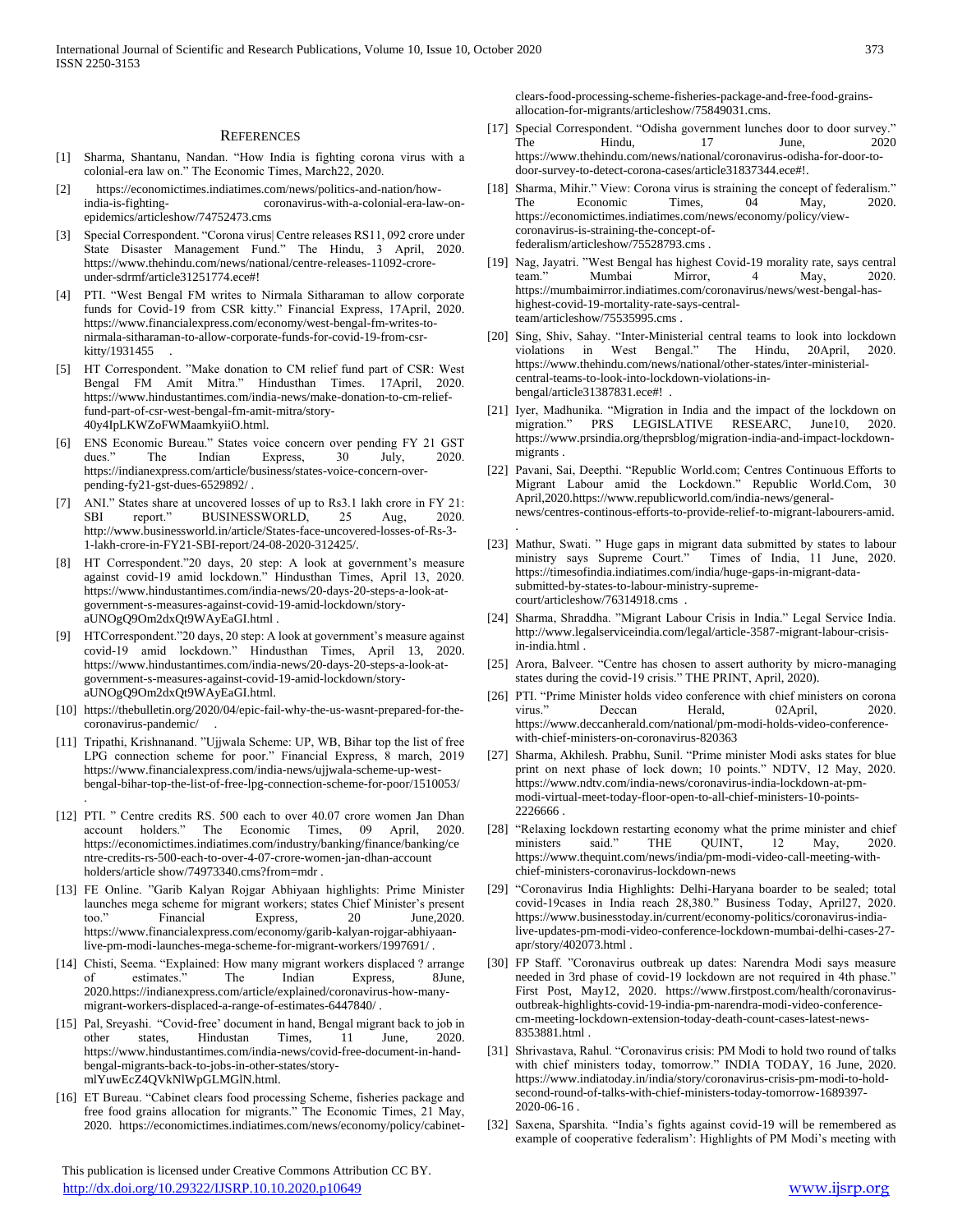## REFERENCES

[1] Sharma, Shantanu, Nandan. "How India is fighting corona virus with a colonial-era law on." The Economic Times, March22, 2020.

[2] https://economictimes.indiatimes.com/news/politics-and-nation/how-india-is-fighting- coronavirus-with-a-colonial-era-law-on-epidemics/articleshow/74752473.cms

[3] Special Correspondent. "Corona virus| Centre releases RS11, 092 crore under State Disaster Management Fund." The Hindu, 3 April, 2020. https://www.thehindu.com/news/national/centre-releases-11092-crore-under-sdrmf/article31251774.ece#!

[4] PTI. "West Bengal FM writes to Nirmala Sitharaman to allow corporate funds for Covid-19 from CSR kitty." Financial Express, 17April, 2020. https://www.financialexpress.com/economy/west-bengal-fm-writes-to-nirmala-sitharaman-to-allow-corporate-funds-for-covid-19-from-csr-kitty/1931455 .

[5] HT Correspondent. "Make donation to CM relief fund part of CSR: West Bengal FM Amit Mitra." Hindusthan Times. 17April, 2020. https://www.hindustantimes.com/india-news/make-donation-to-cm-relief-fund-part-of-csr-west-bengal-fm-amit-mitra/story-40y4IpLKWZoFWMaamkyiiO.html.

[6] ENS Economic Bureau." States voice concern over pending FY 21 GST dues." The Indian Express, 30 July, 2020. https://indianexpress.com/article/business/states-voice-concern-over-pending-fy21-gst-dues-6529892/ .

[7] ANI." States share at uncovered losses of up to Rs3.1 lakh crore in FY 21: SBI report." BUSINESSWORLD, 25 Aug, 2020. http://www.businessworld.in/article/States-face-uncovered-losses-of-Rs-3-1-lakh-crore-in-FY21-SBI-report/24-08-2020-312425/.

[8] HT Correspondent."20 days, 20 step: A look at government's measure against covid-19 amid lockdown." Hindusthan Times, April 13, 2020. https://www.hindustantimes.com/india-news/20-days-20-steps-a-look-at-government-s-measures-against-covid-19-amid-lockdown/story-aUNOgQ9Om2dxQt9WAyEaGI.html .

[9] HTCorrespondent."20 days, 20 step: A look at government's measure against covid-19 amid lockdown." Hindusthan Times, April 13, 2020. https://www.hindustantimes.com/india-news/20-days-20-steps-a-look-at-government-s-measures-against-covid-19-amid-lockdown/story-aUNOgQ9Om2dxQt9WAyEaGI.html.

[10] https://thebulletin.org/2020/04/epic-fail-why-the-us-wasnt-prepared-for-the-coronavirus-pandemic/ .

[11] Tripathi, Krishnanand. "Ujjwala Scheme: UP, WB, Bihar top the list of free LPG connection scheme for poor." Financial Express, 8 march, 2019 https://www.financialexpress.com/india-news/ujjwala-scheme-up-west-bengal-bihar-top-the-list-of-free-lpg-connection-scheme-for-poor/1510053/ .

[12] PTI. " Centre credits RS. 500 each to over 40.07 crore women Jan Dhan account holders." The Economic Times, 09 April, 2020. https://economictimes.indiatimes.com/industry/banking/finance/banking/centre-credits-rs-500-each-to-over-4-07-crore-women-jan-dhan-account holders/article show/74973340.cms?from=mdr .

[13] FE Online. "Garib Kalyan Rojgar Abhiyaan highlights: Prime Minister launches mega scheme for migrant workers; states Chief Minister's present too." Financial Express, 20 June,2020. https://www.financialexpress.com/economy/garib-kalyan-rojgar-abhiyaan-live-pm-modi-launches-mega-scheme-for-migrant-workers/1997691/ .

[14] Chisti, Seema. "Explained: How many migrant workers displaced ? arrange of estimates." The Indian Express, 8June, 2020.https://indianexpress.com/article/explained/coronavirus-how-many-migrant-workers-displaced-a-range-of-estimates-6447840/ .

[15] Pal, Sreyashi. "Covid-free' document in hand, Bengal migrant back to job in other states, Hindustan Times, 11 June, 2020. https://www.hindustantimes.com/india-news/covid-free-document-in-hand-bengal-migrants-back-to-jobs-in-other-states/story-mlYuwEcZ4QVkNlWpGLMGlN.html.

[16] ET Bureau. "Cabinet clears food processing Scheme, fisheries package and free food grains allocation for migrants." The Economic Times, 21 May, 2020. https://economictimes.indiatimes.com/news/economy/policy/cabinet-clears-food-processing-scheme-fisheries-package-and-free-food-grains-allocation-for-migrants/articleshow/75849031.cms.

[17] Special Correspondent. "Odisha government lunches door to door survey." The Hindu, 17 June, 2020 https://www.thehindu.com/news/national/coronavirus-odisha-for-door-to-door-survey-to-detect-corona-cases/article31837344.ece#!.

[18] Sharma, Mihir." View: Corona virus is straining the concept of federalism." The Economic Times, 04 May, 2020. https://economictimes.indiatimes.com/news/economy/policy/view-coronavirus-is-straining-the-concept-of-federalism/articleshow/75528793.cms .

[19] Nag, Jayatri. "West Bengal has highest Covid-19 morality rate, says central team." Mumbai Mirror, 4 May, 2020. https://mumbaimirror.indiatimes.com/coronavirus/news/west-bengal-has-highest-covid-19-mortality-rate-says-central-team/articleshow/75535995.cms .

[20] Sing, Shiv, Sahay. "Inter-Ministerial central teams to look into lockdown violations in West Bengal." The Hindu, 20April, 2020. https://www.thehindu.com/news/national/other-states/inter-ministerial-central-teams-to-look-into-lockdown-violations-in-bengal/article31387831.ece#! .

[21] Iyer, Madhunika. "Migration in India and the impact of the lockdown on migration." PRS LEGISLATIVE RESEARC, June10, 2020. https://www.prsindia.org/theprsblog/migration-india-and-impact-lockdown-migrants .

[22] Pavani, Sai, Deepthi. "Republic World.com; Centres Continuous Efforts to Migrant Labour amid the Lockdown." Republic World.Com, 30 April,2020.https://www.republicworld.com/india-news/general-news/centres-continous-efforts-to-provide-relief-to-migrant-labourers-amid. .

[23] Mathur, Swati. " Huge gaps in migrant data submitted by states to labour ministry says Supreme Court." Times of India, 11 June, 2020. https://timesofindia.indiatimes.com/india/huge-gaps-in-migrant-data-submitted-by-states-to-labour-ministry-supreme-court/articleshow/76314918.cms .

[24] Sharma, Shraddha. "Migrant Labour Crisis in India." Legal Service India. http://www.legalserviceindia.com/legal/article-3587-migrant-labour-crisis-in-india.html .

[25] Arora, Balveer. "Centre has chosen to assert authority by micro-managing states during the covid-19 crisis." THE PRINT, April, 2020).

[26] PTI. "Prime Minister holds video conference with chief ministers on corona virus." Deccan Herald, 02April, 2020. https://www.deccanherald.com/national/pm-modi-holds-video-conference-with-chief-ministers-on-coronavirus-820363

[27] Sharma, Akhilesh. Prabhu, Sunil. "Prime minister Modi asks states for blue print on next phase of lock down; 10 points." NDTV, 12 May, 2020. https://www.ndtv.com/india-news/coronavirus-india-lockdown-at-pm-modi-virtual-meet-today-floor-open-to-all-chief-ministers-10-points-2226666 .

[28] "Relaxing lockdown restarting economy what the prime minister and chief ministers said." THE QUINT, 12 May, 2020. https://www.thequint.com/news/india/pm-modi-video-call-meeting-with-chief-ministers-coronavirus-lockdown-news

[29] "Coronavirus India Highlights: Delhi-Haryana boarder to be sealed; total covid-19cases in India reach 28,380." Business Today, April27, 2020. https://www.businesstoday.in/current/economy-politics/coronavirus-india-live-updates-pm-modi-video-conference-lockdown-mumbai-delhi-cases-27-apr/story/402073.html .

[30] FP Staff. "Coronavirus outbreak up dates: Narendra Modi says measure needed in 3rd phase of covid-19 lockdown are not required in 4th phase." First Post, May12, 2020. https://www.firstpost.com/health/coronavirus-outbreak-highlights-covid-19-india-pm-narendra-modi-video-conference-cm-meeting-lockdown-extension-today-death-count-cases-latest-news-8353881.html .

[31] Shrivastava, Rahul. "Coronavirus crisis: PM Modi to hold two round of talks with chief ministers today, tomorrow." INDIA TODAY, 16 June, 2020. https://www.indiatoday.in/india/story/coronavirus-crisis-pm-modi-to-hold-second-round-of-talks-with-chief-ministers-today-tomorrow-1689397-2020-06-16 .

[32] Saxena, Sparshita. "India's fights against covid-19 will be remembered as example of cooperative federalism': Highlights of PM Modi's meeting with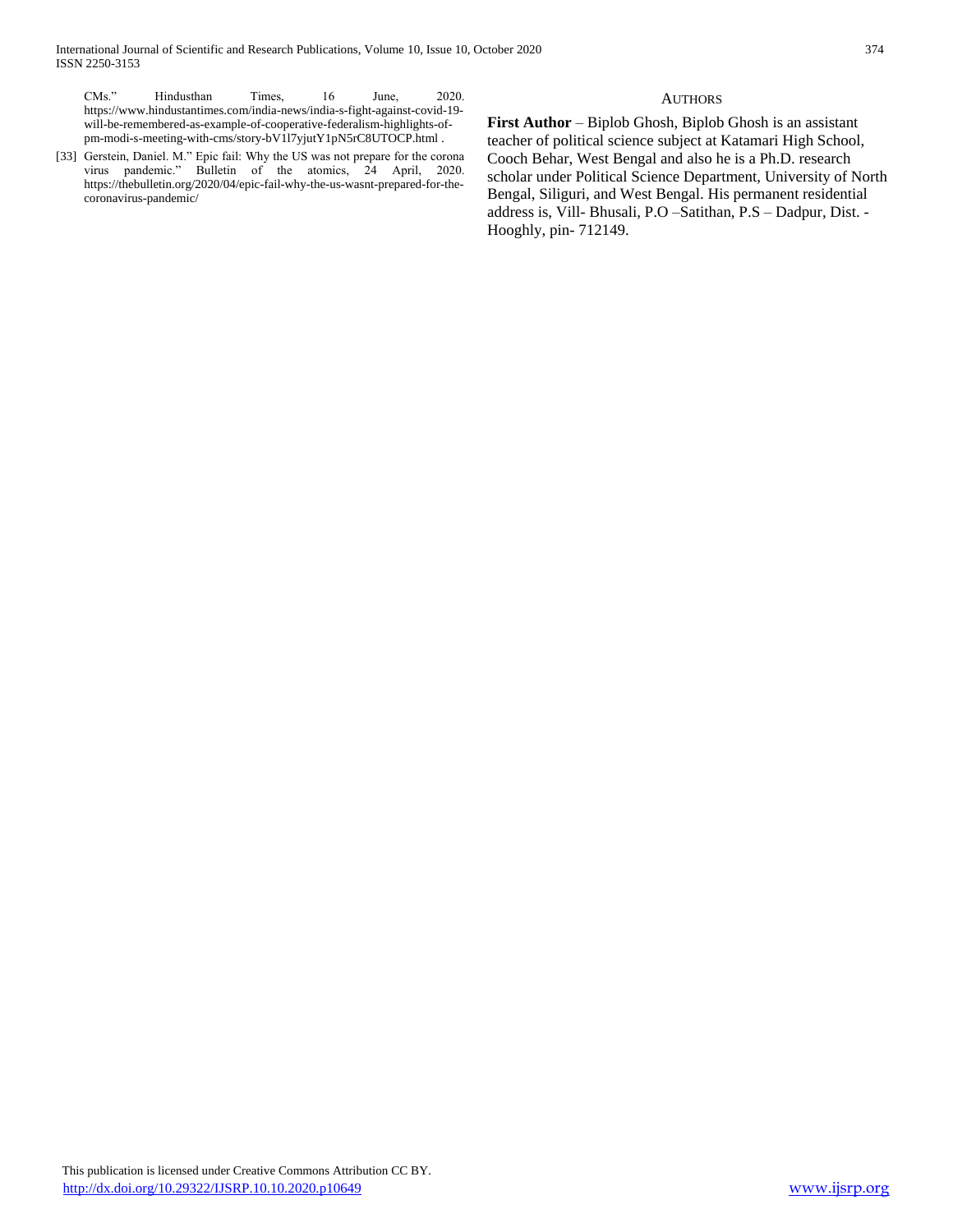CMs." Hindusthan Times, 16 June, 2020. https://www.hindustantimes.com/india-news/india-s-fight-against-covid-19-will-be-remembered-as-example-of-cooperative-federalism-highlights-of-pm-modi-s-meeting-with-cms/story-bV1l7yjutY1pN5rC8UTOCP.html .

[33] Gerstein, Daniel. M." Epic fail: Why the US was not prepare for the corona virus pandemic." Bulletin of the atomics, 24 April, 2020. https://thebulletin.org/2020/04/epic-fail-why-the-us-wasnt-prepared-for-the-coronavirus-pandemic/

## AUTHORS

**First Author** – Biplob Ghosh, Biplob Ghosh is an assistant teacher of political science subject at Katamari High School, Cooch Behar, West Bengal and also he is a Ph.D. research scholar under Political Science Department, University of North Bengal, Siliguri, and West Bengal. His permanent residential address is, Vill- Bhusali, P.O –Satithan, P.S – Dadpur, Dist. - Hooghly, pin- 712149.